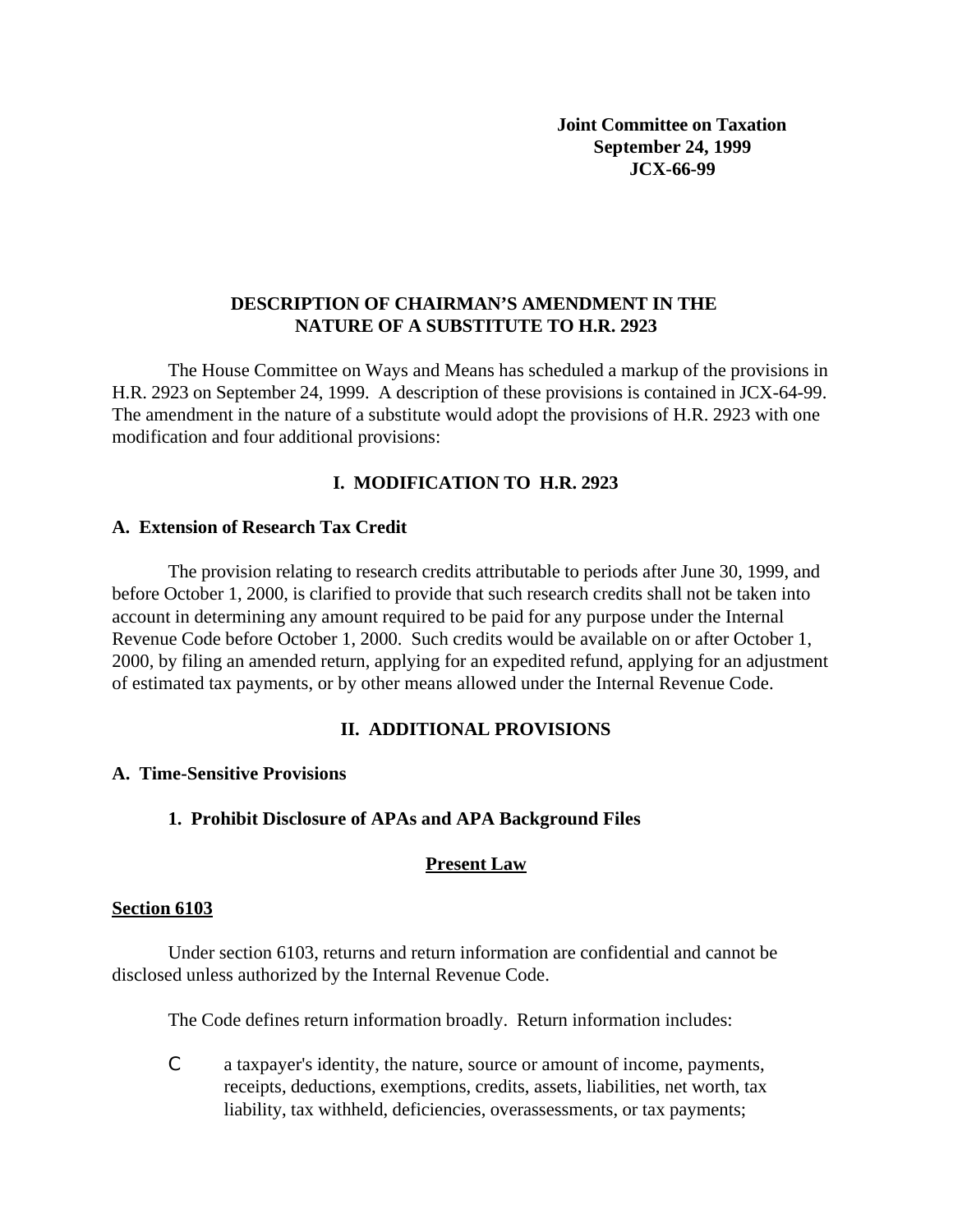**Joint Committee on Taxation**
**September 24, 1999**
**JCX-66-99**

# DESCRIPTION OF CHAIRMAN'S AMENDMENT IN THE NATURE OF A SUBSTITUTE TO H.R. 2923

The House Committee on Ways and Means has scheduled a markup of the provisions in H.R. 2923 on September 24, 1999. A description of these provisions is contained in JCX-64-99. The amendment in the nature of a substitute would adopt the provisions of H.R. 2923 with one modification and four additional provisions:

## I. MODIFICATION TO H.R. 2923

### A. Extension of Research Tax Credit

The provision relating to research credits attributable to periods after June 30, 1999, and before October 1, 2000, is clarified to provide that such research credits shall not be taken into account in determining any amount required to be paid for any purpose under the Internal Revenue Code before October 1, 2000. Such credits would be available on or after October 1, 2000, by filing an amended return, applying for an expedited refund, applying for an adjustment of estimated tax payments, or by other means allowed under the Internal Revenue Code.

## II. ADDITIONAL PROVISIONS

### A. Time-Sensitive Provisions

#### 1. Prohibit Disclosure of APAs and APA Background Files

**Present Law**

**Section 6103**

Under section 6103, returns and return information are confidential and cannot be disclosed unless authorized by the Internal Revenue Code.

The Code defines return information broadly. Return information includes:

- a taxpayer's identity, the nature, source or amount of income, payments, receipts, deductions, exemptions, credits, assets, liabilities, net worth, tax liability, tax withheld, deficiencies, overassessments, or tax payments;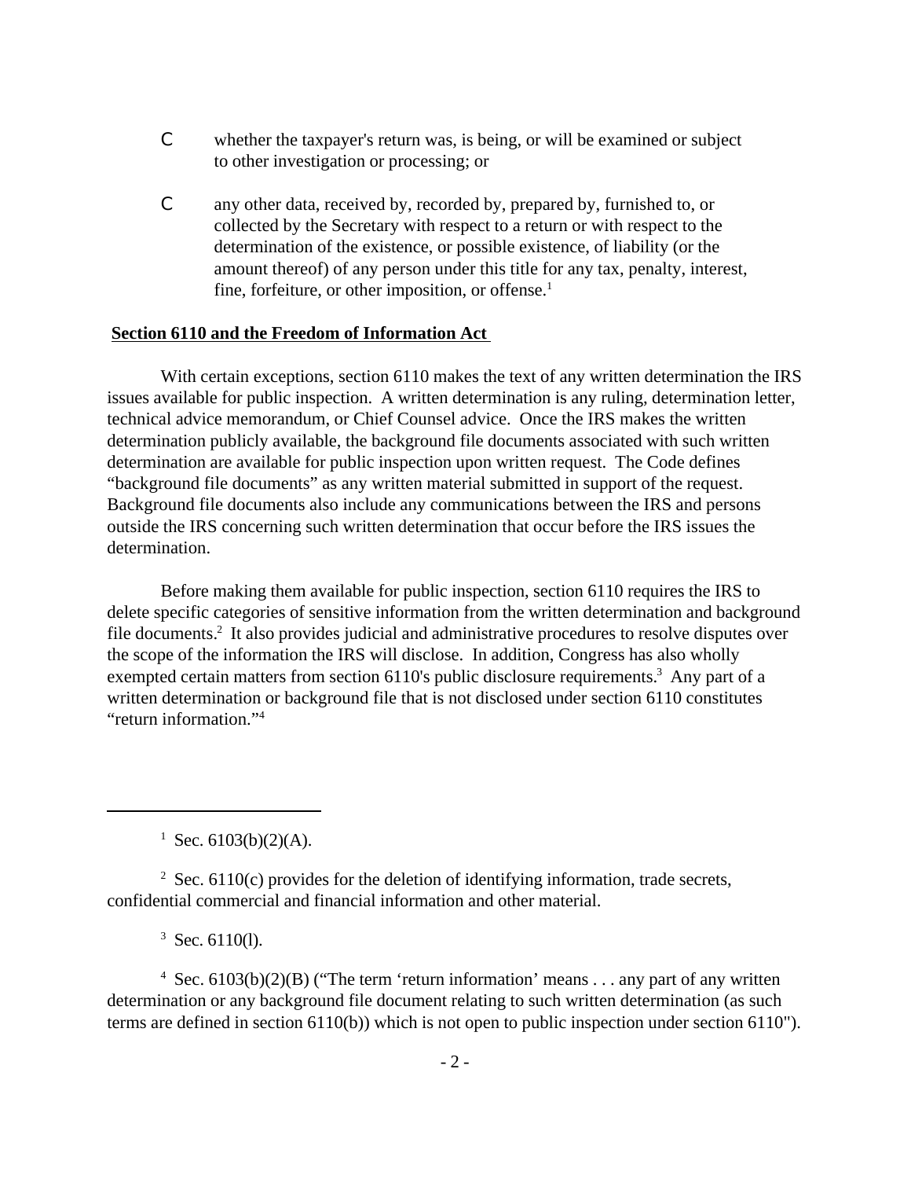- whether the taxpayer's return was, is being, or will be examined or subject to other investigation or processing; or

- any other data, received by, recorded by, prepared by, furnished to, or collected by the Secretary with respect to a return or with respect to the determination of the existence, or possible existence, of liability (or the amount thereof) of any person under this title for any tax, penalty, interest, fine, forfeiture, or other imposition, or offense.[1]

**Section 6110 and the Freedom of Information Act**

With certain exceptions, section 6110 makes the text of any written determination the IRS issues available for public inspection. A written determination is any ruling, determination letter, technical advice memorandum, or Chief Counsel advice. Once the IRS makes the written determination publicly available, the background file documents associated with such written determination are available for public inspection upon written request. The Code defines "background file documents" as any written material submitted in support of the request. Background file documents also include any communications between the IRS and persons outside the IRS concerning such written determination that occur before the IRS issues the determination.

Before making them available for public inspection, section 6110 requires the IRS to delete specific categories of sensitive information from the written determination and background file documents.[2] It also provides judicial and administrative procedures to resolve disputes over the scope of the information the IRS will disclose. In addition, Congress has also wholly exempted certain matters from section 6110's public disclosure requirements.[3] Any part of a written determination or background file that is not disclosed under section 6110 constitutes "return information."[4]

---

[1] Sec. 6103(b)(2)(A).

[2] Sec. 6110(c) provides for the deletion of identifying information, trade secrets, confidential commercial and financial information and other material.

[3] Sec. 6110(l).

[4] Sec. 6103(b)(2)(B) ("The term 'return information' means . . . any part of any written determination or any background file document relating to such written determination (as such terms are defined in section 6110(b)) which is not open to public inspection under section 6110").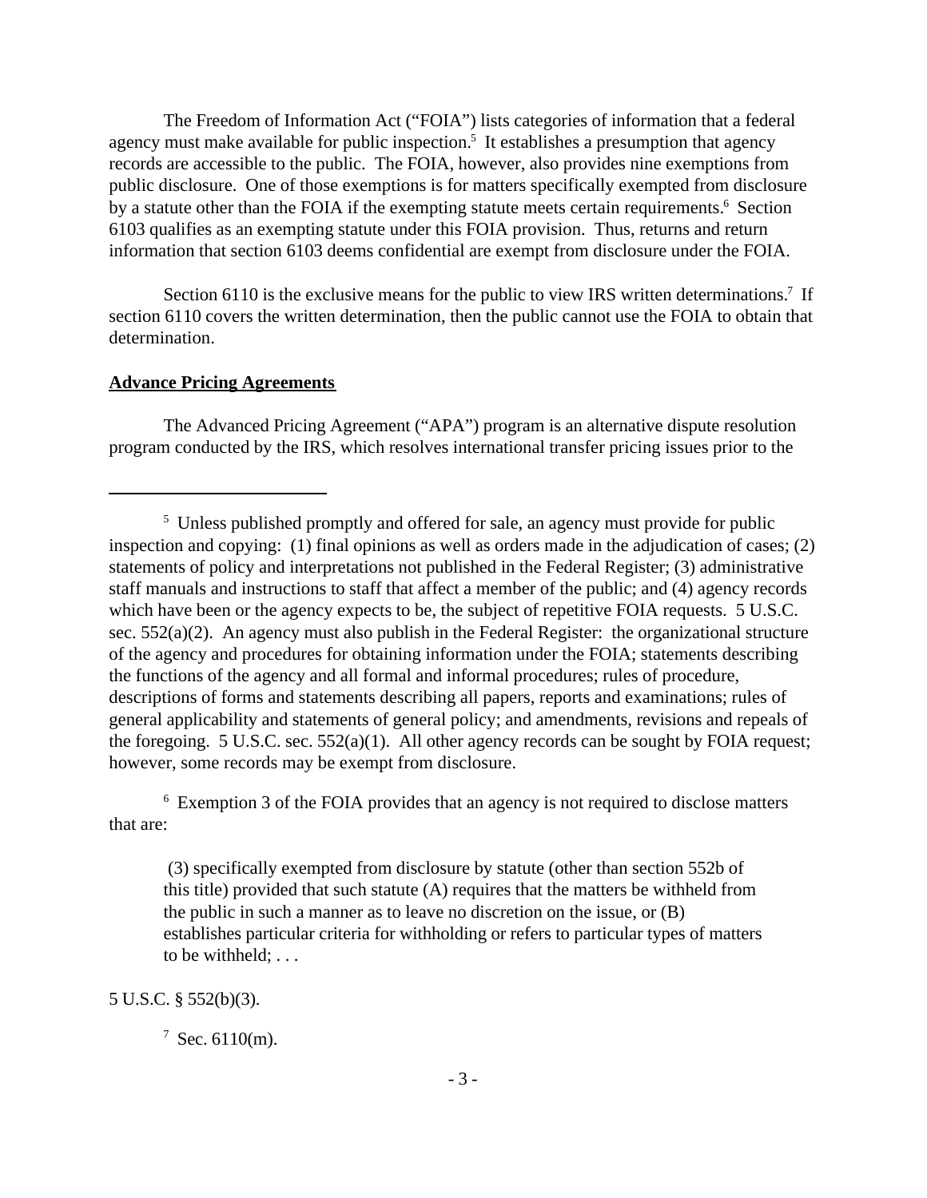The Freedom of Information Act ("FOIA") lists categories of information that a federal agency must make available for public inspection.[5] It establishes a presumption that agency records are accessible to the public. The FOIA, however, also provides nine exemptions from public disclosure. One of those exemptions is for matters specifically exempted from disclosure by a statute other than the FOIA if the exempting statute meets certain requirements.[6] Section 6103 qualifies as an exempting statute under this FOIA provision. Thus, returns and return information that section 6103 deems confidential are exempt from disclosure under the FOIA.

Section 6110 is the exclusive means for the public to view IRS written determinations.[7] If section 6110 covers the written determination, then the public cannot use the FOIA to obtain that determination.

**Advance Pricing Agreements**

The Advanced Pricing Agreement ("APA") program is an alternative dispute resolution program conducted by the IRS, which resolves international transfer pricing issues prior to the

---

[5] Unless published promptly and offered for sale, an agency must provide for public inspection and copying: (1) final opinions as well as orders made in the adjudication of cases; (2) statements of policy and interpretations not published in the Federal Register; (3) administrative staff manuals and instructions to staff that affect a member of the public; and (4) agency records which have been or the agency expects to be, the subject of repetitive FOIA requests. 5 U.S.C. sec. 552(a)(2). An agency must also publish in the Federal Register: the organizational structure of the agency and procedures for obtaining information under the FOIA; statements describing the functions of the agency and all formal and informal procedures; rules of procedure, descriptions of forms and statements describing all papers, reports and examinations; rules of general applicability and statements of general policy; and amendments, revisions and repeals of the foregoing. 5 U.S.C. sec. 552(a)(1). All other agency records can be sought by FOIA request; however, some records may be exempt from disclosure.

[6] Exemption 3 of the FOIA provides that an agency is not required to disclose matters that are:

> (3) specifically exempted from disclosure by statute (other than section 552b of this title) provided that such statute (A) requires that the matters be withheld from the public in such a manner as to leave no discretion on the issue, or (B) establishes particular criteria for withholding or refers to particular types of matters to be withheld; . . .

5 U.S.C. § 552(b)(3).

[7] Sec. 6110(m).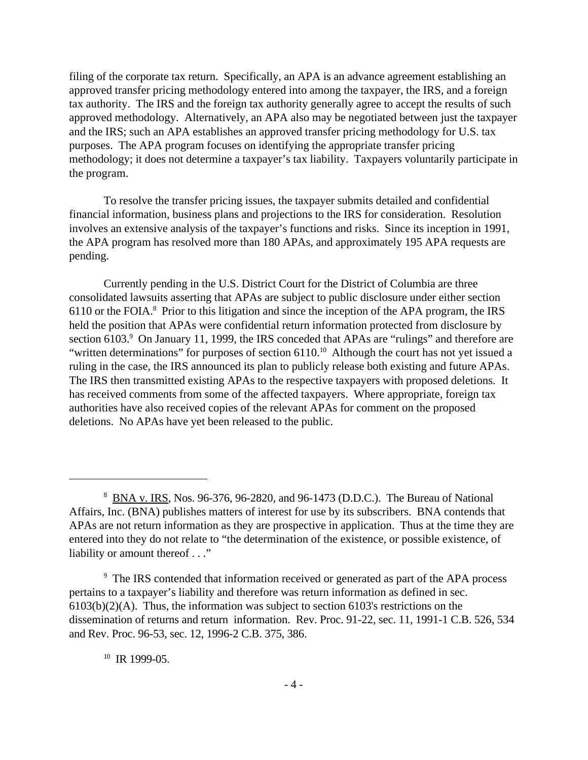filing of the corporate tax return. Specifically, an APA is an advance agreement establishing an approved transfer pricing methodology entered into among the taxpayer, the IRS, and a foreign tax authority. The IRS and the foreign tax authority generally agree to accept the results of such approved methodology. Alternatively, an APA also may be negotiated between just the taxpayer and the IRS; such an APA establishes an approved transfer pricing methodology for U.S. tax purposes. The APA program focuses on identifying the appropriate transfer pricing methodology; it does not determine a taxpayer's tax liability. Taxpayers voluntarily participate in the program.

To resolve the transfer pricing issues, the taxpayer submits detailed and confidential financial information, business plans and projections to the IRS for consideration. Resolution involves an extensive analysis of the taxpayer's functions and risks. Since its inception in 1991, the APA program has resolved more than 180 APAs, and approximately 195 APA requests are pending.

Currently pending in the U.S. District Court for the District of Columbia are three consolidated lawsuits asserting that APAs are subject to public disclosure under either section 6110 or the FOIA.[8] Prior to this litigation and since the inception of the APA program, the IRS held the position that APAs were confidential return information protected from disclosure by section 6103.[9] On January 11, 1999, the IRS conceded that APAs are "rulings" and therefore are "written determinations" for purposes of section 6110.[10] Although the court has not yet issued a ruling in the case, the IRS announced its plan to publicly release both existing and future APAs. The IRS then transmitted existing APAs to the respective taxpayers with proposed deletions. It has received comments from some of the affected taxpayers. Where appropriate, foreign tax authorities have also received copies of the relevant APAs for comment on the proposed deletions. No APAs have yet been released to the public.

---

[8] BNA v. IRS, Nos. 96-376, 96-2820, and 96-1473 (D.D.C.). The Bureau of National Affairs, Inc. (BNA) publishes matters of interest for use by its subscribers. BNA contends that APAs are not return information as they are prospective in application. Thus at the time they are entered into they do not relate to "the determination of the existence, or possible existence, of liability or amount thereof . . ."

[9] The IRS contended that information received or generated as part of the APA process pertains to a taxpayer's liability and therefore was return information as defined in sec. 6103(b)(2)(A). Thus, the information was subject to section 6103's restrictions on the dissemination of returns and return information. Rev. Proc. 91-22, sec. 11, 1991-1 C.B. 526, 534 and Rev. Proc. 96-53, sec. 12, 1996-2 C.B. 375, 386.

[10] IR 1999-05.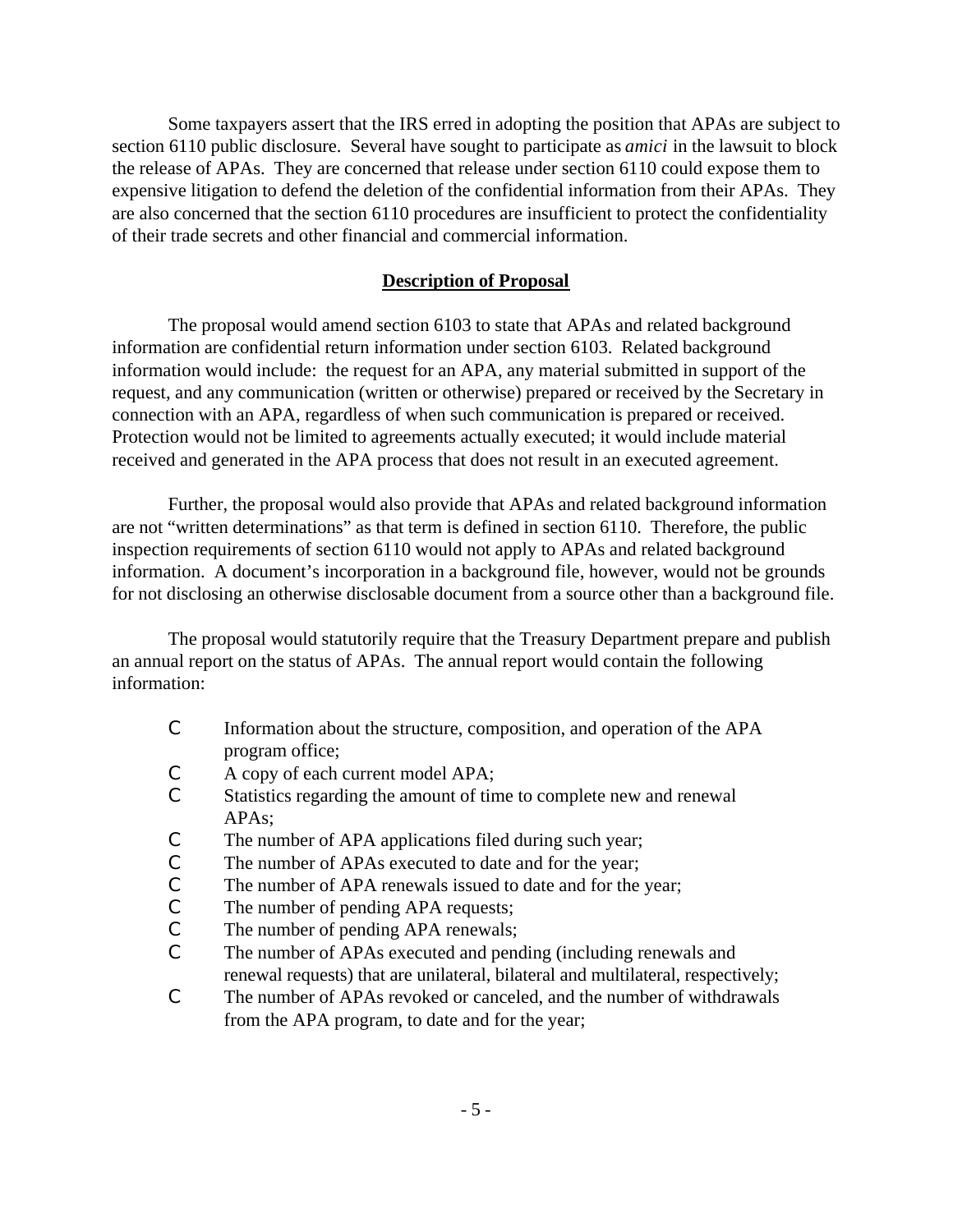Some taxpayers assert that the IRS erred in adopting the position that APAs are subject to section 6110 public disclosure. Several have sought to participate as *amici* in the lawsuit to block the release of APAs. They are concerned that release under section 6110 could expose them to expensive litigation to defend the deletion of the confidential information from their APAs. They are also concerned that the section 6110 procedures are insufficient to protect the confidentiality of their trade secrets and other financial and commercial information.

## Description of Proposal

The proposal would amend section 6103 to state that APAs and related background information are confidential return information under section 6103. Related background information would include: the request for an APA, any material submitted in support of the request, and any communication (written or otherwise) prepared or received by the Secretary in connection with an APA, regardless of when such communication is prepared or received. Protection would not be limited to agreements actually executed; it would include material received and generated in the APA process that does not result in an executed agreement.

Further, the proposal would also provide that APAs and related background information are not "written determinations" as that term is defined in section 6110. Therefore, the public inspection requirements of section 6110 would not apply to APAs and related background information. A document's incorporation in a background file, however, would not be grounds for not disclosing an otherwise disclosable document from a source other than a background file.

The proposal would statutorily require that the Treasury Department prepare and publish an annual report on the status of APAs. The annual report would contain the following information:

- Information about the structure, composition, and operation of the APA program office;
- A copy of each current model APA;
- Statistics regarding the amount of time to complete new and renewal APAs;
- The number of APA applications filed during such year;
- The number of APAs executed to date and for the year;
- The number of APA renewals issued to date and for the year;
- The number of pending APA requests;
- The number of pending APA renewals;
- The number of APAs executed and pending (including renewals and renewal requests) that are unilateral, bilateral and multilateral, respectively;
- The number of APAs revoked or canceled, and the number of withdrawals from the APA program, to date and for the year;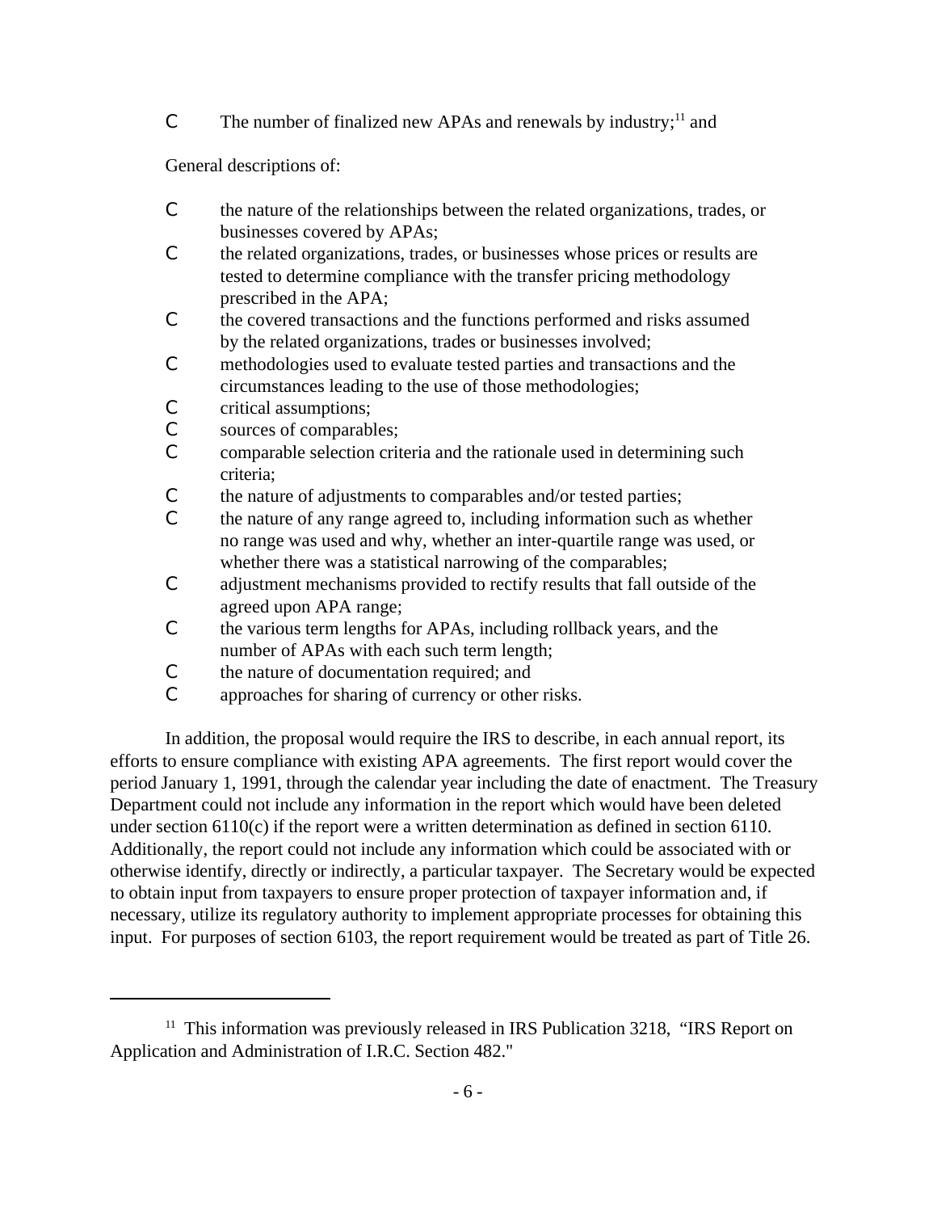- The number of finalized new APAs and renewals by industry;[11] and

General descriptions of:

- the nature of the relationships between the related organizations, trades, or businesses covered by APAs;
- the related organizations, trades, or businesses whose prices or results are tested to determine compliance with the transfer pricing methodology prescribed in the APA;
- the covered transactions and the functions performed and risks assumed by the related organizations, trades or businesses involved;
- methodologies used to evaluate tested parties and transactions and the circumstances leading to the use of those methodologies;
- critical assumptions;
- sources of comparables;
- comparable selection criteria and the rationale used in determining such criteria;
- the nature of adjustments to comparables and/or tested parties;
- the nature of any range agreed to, including information such as whether no range was used and why, whether an inter-quartile range was used, or whether there was a statistical narrowing of the comparables;
- adjustment mechanisms provided to rectify results that fall outside of the agreed upon APA range;
- the various term lengths for APAs, including rollback years, and the number of APAs with each such term length;
- the nature of documentation required; and
- approaches for sharing of currency or other risks.

In addition, the proposal would require the IRS to describe, in each annual report, its efforts to ensure compliance with existing APA agreements. The first report would cover the period January 1, 1991, through the calendar year including the date of enactment. The Treasury Department could not include any information in the report which would have been deleted under section 6110(c) if the report were a written determination as defined in section 6110. Additionally, the report could not include any information which could be associated with or otherwise identify, directly or indirectly, a particular taxpayer. The Secretary would be expected to obtain input from taxpayers to ensure proper protection of taxpayer information and, if necessary, utilize its regulatory authority to implement appropriate processes for obtaining this input. For purposes of section 6103, the report requirement would be treated as part of Title 26.

---

[11] This information was previously released in IRS Publication 3218, "IRS Report on Application and Administration of I.R.C. Section 482."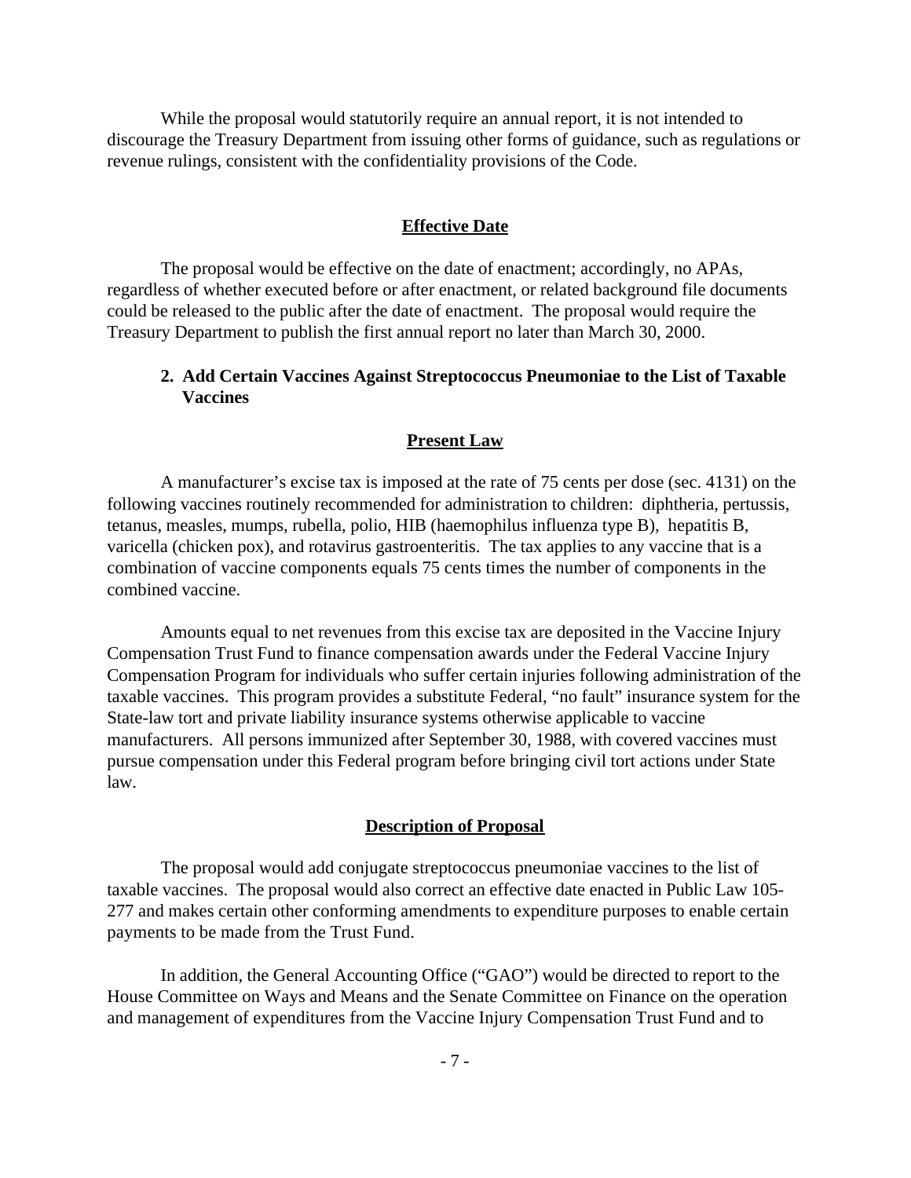While the proposal would statutorily require an annual report, it is not intended to discourage the Treasury Department from issuing other forms of guidance, such as regulations or revenue rulings, consistent with the confidentiality provisions of the Code.

#### Effective Date

The proposal would be effective on the date of enactment; accordingly, no APAs, regardless of whether executed before or after enactment, or related background file documents could be released to the public after the date of enactment. The proposal would require the Treasury Department to publish the first annual report no later than March 30, 2000.

### 2. Add Certain Vaccines Against Streptococcus Pneumoniae to the List of Taxable Vaccines

#### Present Law

A manufacturer's excise tax is imposed at the rate of 75 cents per dose (sec. 4131) on the following vaccines routinely recommended for administration to children: diphtheria, pertussis, tetanus, measles, mumps, rubella, polio, HIB (haemophilus influenza type B), hepatitis B, varicella (chicken pox), and rotavirus gastroenteritis. The tax applies to any vaccine that is a combination of vaccine components equals 75 cents times the number of components in the combined vaccine.

Amounts equal to net revenues from this excise tax are deposited in the Vaccine Injury Compensation Trust Fund to finance compensation awards under the Federal Vaccine Injury Compensation Program for individuals who suffer certain injuries following administration of the taxable vaccines. This program provides a substitute Federal, "no fault" insurance system for the State-law tort and private liability insurance systems otherwise applicable to vaccine manufacturers. All persons immunized after September 30, 1988, with covered vaccines must pursue compensation under this Federal program before bringing civil tort actions under State law.

#### Description of Proposal

The proposal would add conjugate streptococcus pneumoniae vaccines to the list of taxable vaccines. The proposal would also correct an effective date enacted in Public Law 105-277 and makes certain other conforming amendments to expenditure purposes to enable certain payments to be made from the Trust Fund.

In addition, the General Accounting Office ("GAO") would be directed to report to the House Committee on Ways and Means and the Senate Committee on Finance on the operation and management of expenditures from the Vaccine Injury Compensation Trust Fund and to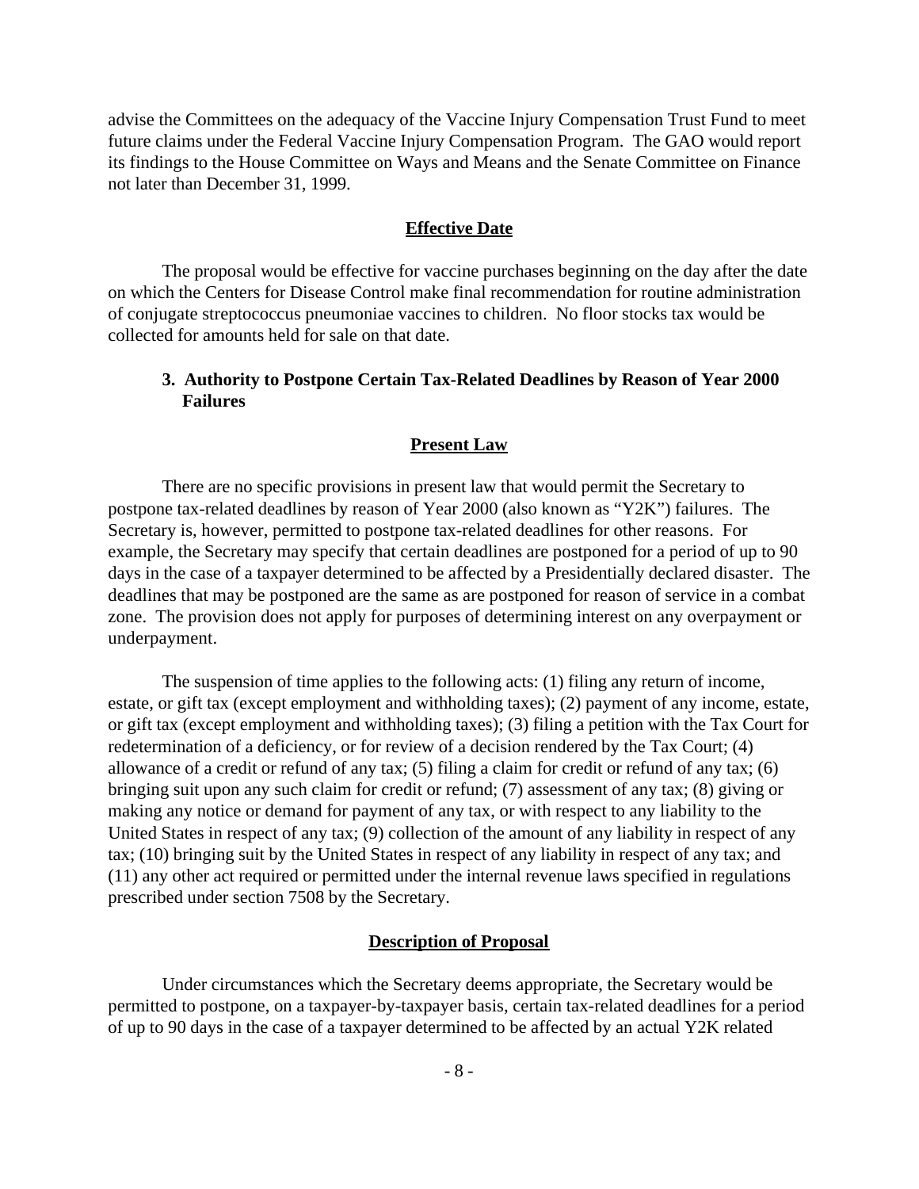advise the Committees on the adequacy of the Vaccine Injury Compensation Trust Fund to meet future claims under the Federal Vaccine Injury Compensation Program. The GAO would report its findings to the House Committee on Ways and Means and the Senate Committee on Finance not later than December 31, 1999.

#### Effective Date

The proposal would be effective for vaccine purchases beginning on the day after the date on which the Centers for Disease Control make final recommendation for routine administration of conjugate streptococcus pneumoniae vaccines to children. No floor stocks tax would be collected for amounts held for sale on that date.

### 3. Authority to Postpone Certain Tax-Related Deadlines by Reason of Year 2000 Failures

#### Present Law

There are no specific provisions in present law that would permit the Secretary to postpone tax-related deadlines by reason of Year 2000 (also known as "Y2K") failures. The Secretary is, however, permitted to postpone tax-related deadlines for other reasons. For example, the Secretary may specify that certain deadlines are postponed for a period of up to 90 days in the case of a taxpayer determined to be affected by a Presidentially declared disaster. The deadlines that may be postponed are the same as are postponed for reason of service in a combat zone. The provision does not apply for purposes of determining interest on any overpayment or underpayment.

The suspension of time applies to the following acts: (1) filing any return of income, estate, or gift tax (except employment and withholding taxes); (2) payment of any income, estate, or gift tax (except employment and withholding taxes); (3) filing a petition with the Tax Court for redetermination of a deficiency, or for review of a decision rendered by the Tax Court; (4) allowance of a credit or refund of any tax; (5) filing a claim for credit or refund of any tax; (6) bringing suit upon any such claim for credit or refund; (7) assessment of any tax; (8) giving or making any notice or demand for payment of any tax, or with respect to any liability to the United States in respect of any tax; (9) collection of the amount of any liability in respect of any tax; (10) bringing suit by the United States in respect of any liability in respect of any tax; and (11) any other act required or permitted under the internal revenue laws specified in regulations prescribed under section 7508 by the Secretary.

#### Description of Proposal

Under circumstances which the Secretary deems appropriate, the Secretary would be permitted to postpone, on a taxpayer-by-taxpayer basis, certain tax-related deadlines for a period of up to 90 days in the case of a taxpayer determined to be affected by an actual Y2K related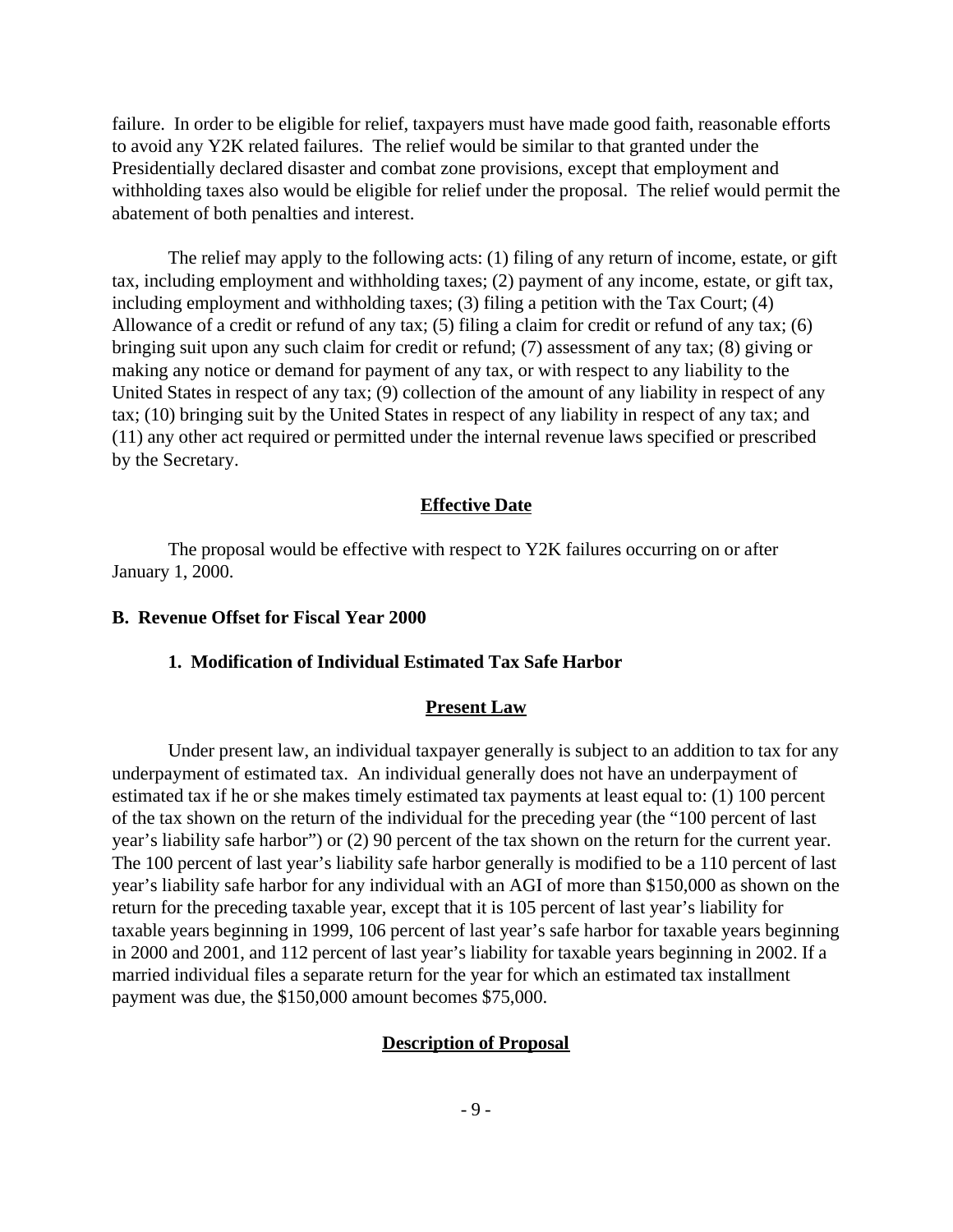failure. In order to be eligible for relief, taxpayers must have made good faith, reasonable efforts to avoid any Y2K related failures. The relief would be similar to that granted under the Presidentially declared disaster and combat zone provisions, except that employment and withholding taxes also would be eligible for relief under the proposal. The relief would permit the abatement of both penalties and interest.

The relief may apply to the following acts: (1) filing of any return of income, estate, or gift tax, including employment and withholding taxes; (2) payment of any income, estate, or gift tax, including employment and withholding taxes; (3) filing a petition with the Tax Court; (4) Allowance of a credit or refund of any tax; (5) filing a claim for credit or refund of any tax; (6) bringing suit upon any such claim for credit or refund; (7) assessment of any tax; (8) giving or making any notice or demand for payment of any tax, or with respect to any liability to the United States in respect of any tax; (9) collection of the amount of any liability in respect of any tax; (10) bringing suit by the United States in respect of any liability in respect of any tax; and (11) any other act required or permitted under the internal revenue laws specified or prescribed by the Secretary.

#### Effective Date

The proposal would be effective with respect to Y2K failures occurring on or after January 1, 2000.

## B. Revenue Offset for Fiscal Year 2000

### 1. Modification of Individual Estimated Tax Safe Harbor

#### Present Law

Under present law, an individual taxpayer generally is subject to an addition to tax for any underpayment of estimated tax. An individual generally does not have an underpayment of estimated tax if he or she makes timely estimated tax payments at least equal to: (1) 100 percent of the tax shown on the return of the individual for the preceding year (the "100 percent of last year's liability safe harbor") or (2) 90 percent of the tax shown on the return for the current year. The 100 percent of last year's liability safe harbor generally is modified to be a 110 percent of last year's liability safe harbor for any individual with an AGI of more than $150,000 as shown on the return for the preceding taxable year, except that it is 105 percent of last year's liability for taxable years beginning in 1999, 106 percent of last year's safe harbor for taxable years beginning in 2000 and 2001, and 112 percent of last year's liability for taxable years beginning in 2002. If a married individual files a separate return for the year for which an estimated tax installment payment was due, the $150,000 amount becomes $75,000.

#### Description of Proposal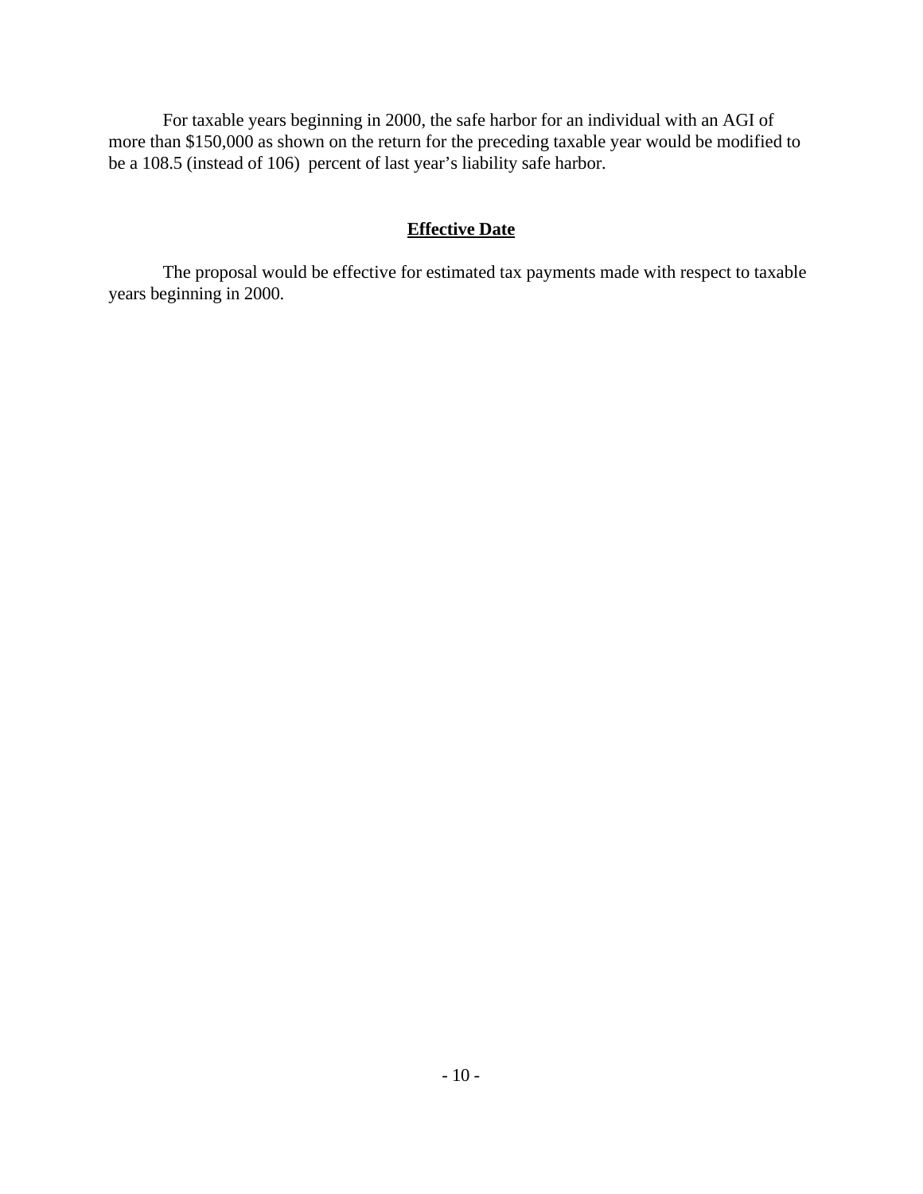For taxable years beginning in 2000, the safe harbor for an individual with an AGI of more than $150,000 as shown on the return for the preceding taxable year would be modified to be a 108.5 (instead of 106) percent of last year's liability safe harbor.

## Effective Date

The proposal would be effective for estimated tax payments made with respect to taxable years beginning in 2000.